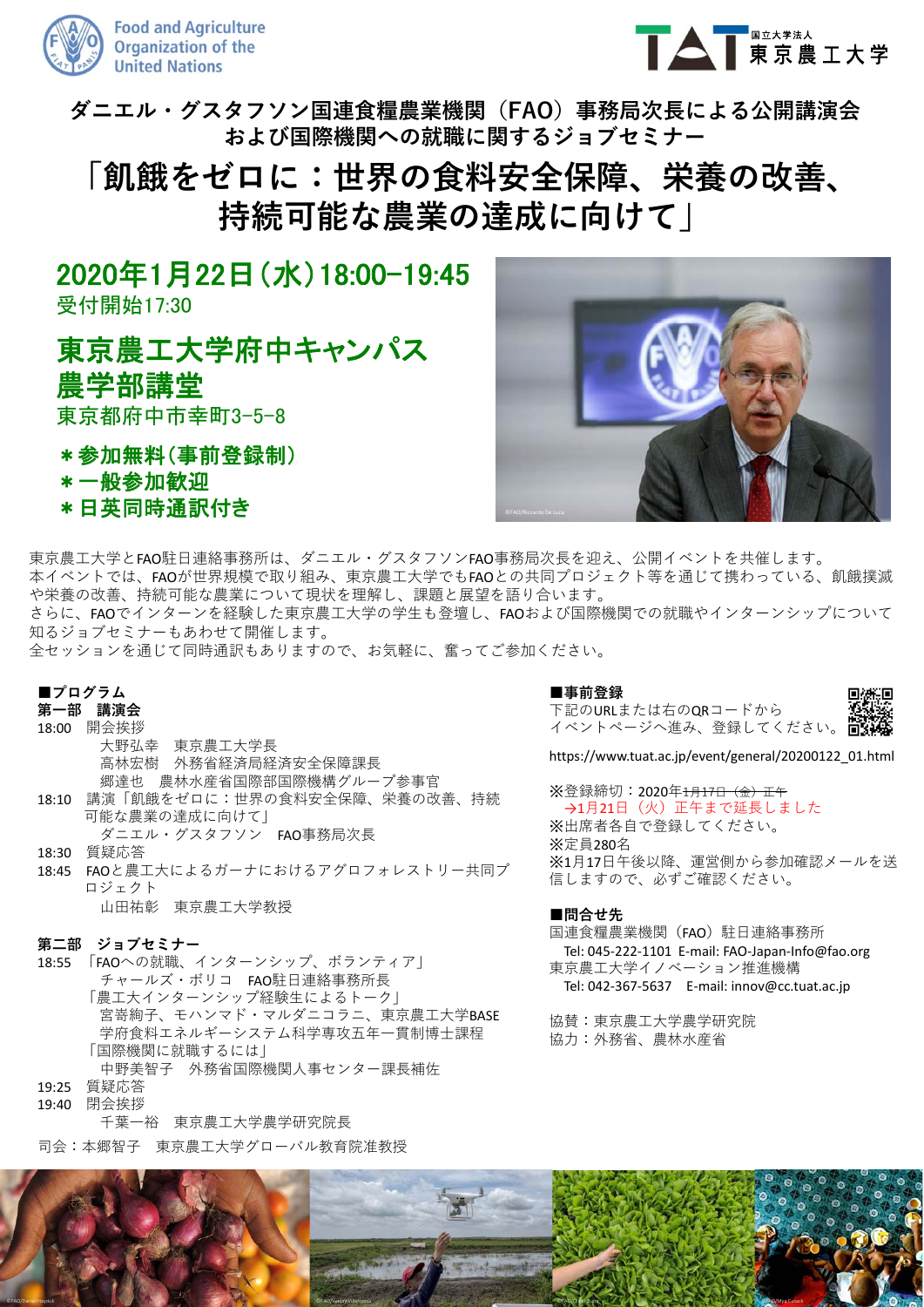Food and Agriculture Organization of the United Nations

国立大学法人 東京農工大学

## ダニエル・グスタフソン国連食糧農業機関（FAO）事務局次長による公開講演会および国際機関への就職に関するジョブセミナー

# 「飢餓をゼロに：世界の食料安全保障、栄養の改善、持続可能な農業の達成に向けて」

## 2020年1月22日（水）18:00–19:45

受付開始17:30

## 東京農工大学府中キャンパス 農学部講堂

東京都府中市幸町3-5-8

**＊参加無料（事前登録制）**
**＊一般参加歓迎**
**＊日英同時通訳付き**

東京農工大学とFAO駐日連絡事務所は、ダニエル・グスタフソンFAO事務局次長を迎え、公開イベントを共催します。
本イベントでは、FAOが世界規模で取り組み、東京農工大学でもFAOとの共同プロジェクト等を通じて携わっている、飢餓撲滅や栄養の改善、持続可能な農業について現状を理解し、課題と展望を語り合います。
さらに、FAOでインターンを経験した東京農工大学の学生も登壇し、FAOおよび国際機関での就職やインターンシップについて知るジョブセミナーもあわせて開催します。
全セッションを通じて同時通訳もありますので、お気軽に、奮ってご参加ください。

### ■プログラム

**第一部　講演会**

18:00　開会挨拶
　大野弘幸　東京農工大学長
　高林宏樹　外務省経済局経済安全保障課長
　郷達也　農林水産省国際部国際機構グループ参事官

18:10　講演「飢餓をゼロに：世界の食料安全保障、栄養の改善、持続可能な農業の達成に向けて」
　ダニエル・グスタフソン　FAO事務局次長

18:30　質疑応答

18:45　FAOと農工大によるガーナにおけるアグロフォレストリー共同プロジェクト
　山田祐彰　東京農工大学教授

**第二部　ジョブセミナー**

18:55　「FAOへの就職、インターンシップ、ボランティア」
　チャールズ・ボリコ　FAO駐日連絡事務所長
　「農工大インターンシップ経験生によるトーク」
　宮嵜絢子、モハンマド・マルダニコラニ、東京農工大学BASE 学府食料エネルギーシステム科学専攻五年一貫制博士課程
　「国際機関に就職するには」
　中野美智子　外務省国際機関人事センター課長補佐

19:25　質疑応答

19:40　閉会挨拶
　千葉一裕　東京農工大学農学研究院長

司会：本郷智子　東京農工大学グローバル教育院准教授

### ■事前登録

下記のURLまたは右のQRコードからイベントページへ進み、登録してください。

https://www.tuat.ac.jp/event/general/20200122_01.html

※登録締切：2020年~~1月17日（金）正午~~
→1月21日（火）正午まで延長しました
※出席者各自で登録してください。
※定員280名
※1月17日午後以降、運営側から参加確認メールを送信しますので、必ずご確認ください。

### ■問合せ先

国連食糧農業機関（FAO）駐日連絡事務所
Tel: 045-222-1101　E-mail: FAO-Japan-Info@fao.org
東京農工大学イノベーション推進機構
Tel: 042-367-5637　E-mail: innov@cc.tuat.ac.jp

協賛：東京農工大学農学研究院
協力：外務省、農林水産省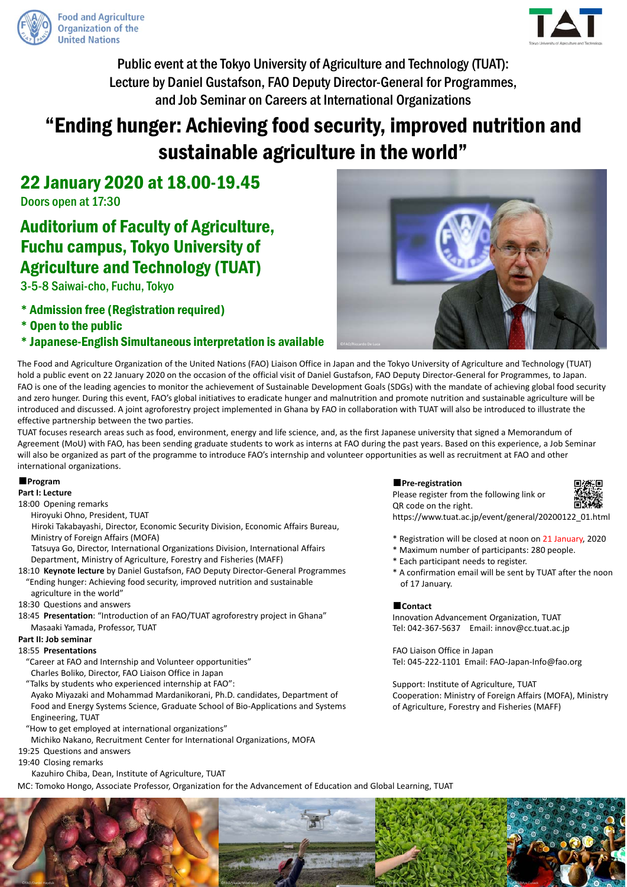Food and Agriculture Organization of the United Nations

Public event at the Tokyo University of Agriculture and Technology (TUAT):
Lecture by Daniel Gustafson, FAO Deputy Director-General for Programmes,
and Job Seminar on Careers at International Organizations

# "Ending hunger: Achieving food security, improved nutrition and sustainable agriculture in the world"

## 22 January 2020 at 18.00-19.45

Doors open at 17:30

## Auditorium of Faculty of Agriculture, Fuchu campus, Tokyo University of Agriculture and Technology (TUAT)

3-5-8 Saiwai-cho, Fuchu, Tokyo

- \* Admission free (Registration required)
- \* Open to the public
- \* Japanese-English Simultaneous interpretation is available

©FAO/Riccardo De Luca

The Food and Agriculture Organization of the United Nations (FAO) Liaison Office in Japan and the Tokyo University of Agriculture and Technology (TUAT) hold a public event on 22 January 2020 on the occasion of the official visit of Daniel Gustafson, FAO Deputy Director-General for Programmes, to Japan. FAO is one of the leading agencies to monitor the achievement of Sustainable Development Goals (SDGs) with the mandate of achieving global food security and zero hunger. During this event, FAO's global initiatives to eradicate hunger and malnutrition and promote nutrition and sustainable agriculture will be introduced and discussed. A joint agroforestry project implemented in Ghana by FAO in collaboration with TUAT will also be introduced to illustrate the effective partnership between the two parties.

TUAT focuses research areas such as food, environment, energy and life science, and, as the first Japanese university that signed a Memorandum of Agreement (MoU) with FAO, has been sending graduate students to work as interns at FAO during the past years. Based on this experience, a Job Seminar will also be organized as part of the programme to introduce FAO's internship and volunteer opportunities as well as recruitment at FAO and other international organizations.

### ■Program

**Part I: Lecture**

18:00 Opening remarks
Hiroyuki Ohno, President, TUAT
Hiroki Takabayashi, Director, Economic Security Division, Economic Affairs Bureau, Ministry of Foreign Affairs (MOFA)
Tatsuya Go, Director, International Organizations Division, International Affairs Department, Ministry of Agriculture, Forestry and Fisheries (MAFF)

18:10 **Keynote lecture** by Daniel Gustafson, FAO Deputy Director-General Programmes
"Ending hunger: Achieving food security, improved nutrition and sustainable agriculture in the world"

18:30 Questions and answers

18:45 **Presentation**: "Introduction of an FAO/TUAT agroforestry project in Ghana"
Masaaki Yamada, Professor, TUAT

**Part II: Job seminar**

18:55 **Presentations**
"Career at FAO and Internship and Volunteer opportunities"
Charles Boliko, Director, FAO Liaison Office in Japan
"Talks by students who experienced internship at FAO":
Ayako Miyazaki and Mohammad Mardanikorani, Ph.D. candidates, Department of Food and Energy Systems Science, Graduate School of Bio-Applications and Systems Engineering, TUAT
"How to get employed at international organizations"
Michiko Nakano, Recruitment Center for International Organizations, MOFA

19:25 Questions and answers

19:40 Closing remarks
Kazuhiro Chiba, Dean, Institute of Agriculture, TUAT

MC: Tomoko Hongo, Associate Professor, Organization for the Advancement of Education and Global Learning, TUAT

### ■Pre-registration

Please register from the following link or QR code on the right.
https://www.tuat.ac.jp/event/general/20200122_01.html

- \* Registration will be closed at noon on 21 January, 2020
- \* Maximum number of participants: 280 people.
- \* Each participant needs to register.
- \* A confirmation email will be sent by TUAT after the noon of 17 January.

### ■Contact

Innovation Advancement Organization, TUAT
Tel: 042-367-5637 Email: innov@cc.tuat.ac.jp

FAO Liaison Office in Japan
Tel: 045-222-1101 Email: FAO-Japan-Info@fao.org

Support: Institute of Agriculture, TUAT
Cooperation: Ministry of Foreign Affairs (MOFA), Ministry of Agriculture, Forestry and Fisheries (MAFF)